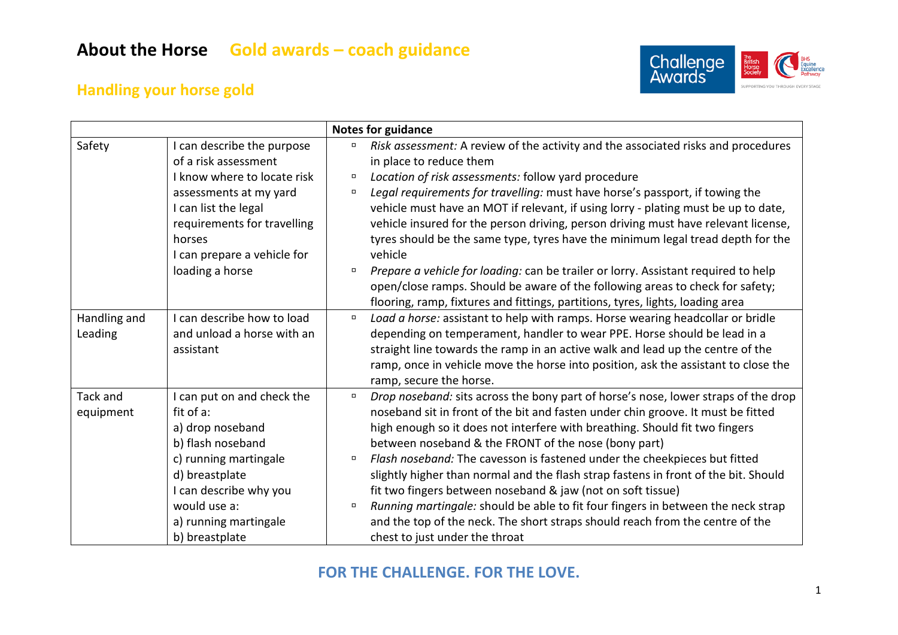# About the Horse Gold awards – coach guidance

## Handling your horse gold

| | | Notes for guidance |
|---|---|---|
| Safety | I can describe the purpose of a risk assessment<br>I know where to locate risk assessments at my yard<br>I can list the legal requirements for travelling horses<br>I can prepare a vehicle for loading a horse | ▫ *Risk assessment:* A review of the activity and the associated risks and procedures in place to reduce them<br>▫ *Location of risk assessments:* follow yard procedure<br>▫ *Legal requirements for travelling:* must have horse's passport, if towing the vehicle must have an MOT if relevant, if using lorry - plating must be up to date, vehicle insured for the person driving, person driving must have relevant license, tyres should be the same type, tyres have the minimum legal tread depth for the vehicle<br>▫ *Prepare a vehicle for loading:* can be trailer or lorry. Assistant required to help open/close ramps. Should be aware of the following areas to check for safety; flooring, ramp, fixtures and fittings, partitions, tyres, lights, loading area |
| Handling and Leading | I can describe how to load and unload a horse with an assistant | ▫ *Load a horse:* assistant to help with ramps. Horse wearing headcollar or bridle depending on temperament, handler to wear PPE. Horse should be lead in a straight line towards the ramp in an active walk and lead up the centre of the ramp, once in vehicle move the horse into position, ask the assistant to close the ramp, secure the horse. |
| Tack and equipment | I can put on and check the fit of a:<br>a) drop noseband<br>b) flash noseband<br>c) running martingale<br>d) breastplate<br>I can describe why you would use a:<br>a) running martingale<br>b) breastplate | ▫ *Drop noseband:* sits across the bony part of horse's nose, lower straps of the drop noseband sit in front of the bit and fasten under chin groove. It must be fitted high enough so it does not interfere with breathing. Should fit two fingers between noseband & the FRONT of the nose (bony part)<br>▫ *Flash noseband:* The cavesson is fastened under the cheekpieces but fitted slightly higher than normal and the flash strap fastens in front of the bit. Should fit two fingers between noseband & jaw (not on soft tissue)<br>▫ *Running martingale:* should be able to fit four fingers in between the neck strap and the top of the neck. The short straps should reach from the centre of the chest to just under the throat |

**FOR THE CHALLENGE. FOR THE LOVE.**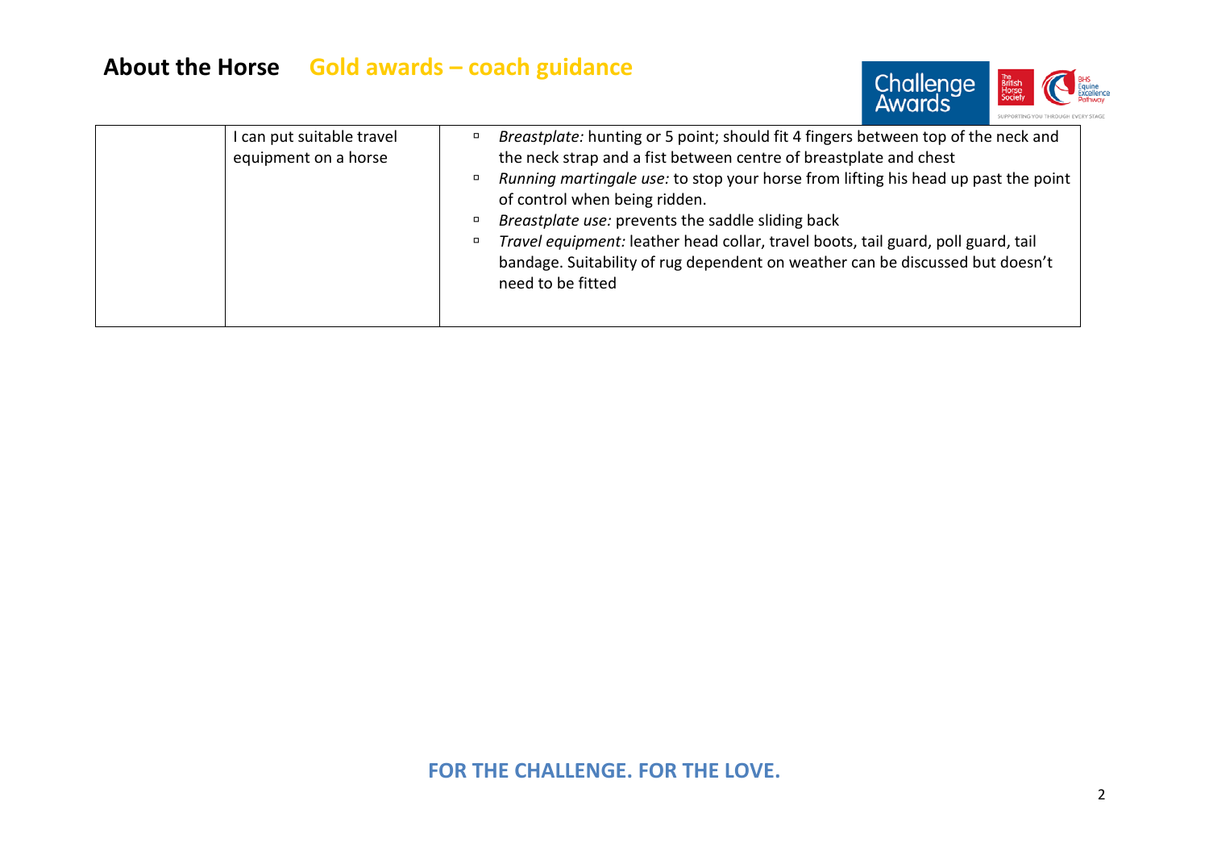| | | |
|---|---|---|
| | I can put suitable travel equipment on a horse | ▫ *Breastplate:* hunting or 5 point; should fit 4 fingers between top of the neck and the neck strap and a fist between centre of breastplate and chest<br>▫ *Running martingale use:* to stop your horse from lifting his head up past the point of control when being ridden.<br>▫ *Breastplate use:* prevents the saddle sliding back<br>▫ *Travel equipment:* leather head collar, travel boots, tail guard, poll guard, tail bandage. Suitability of rug dependent on weather can be discussed but doesn't need to be fitted |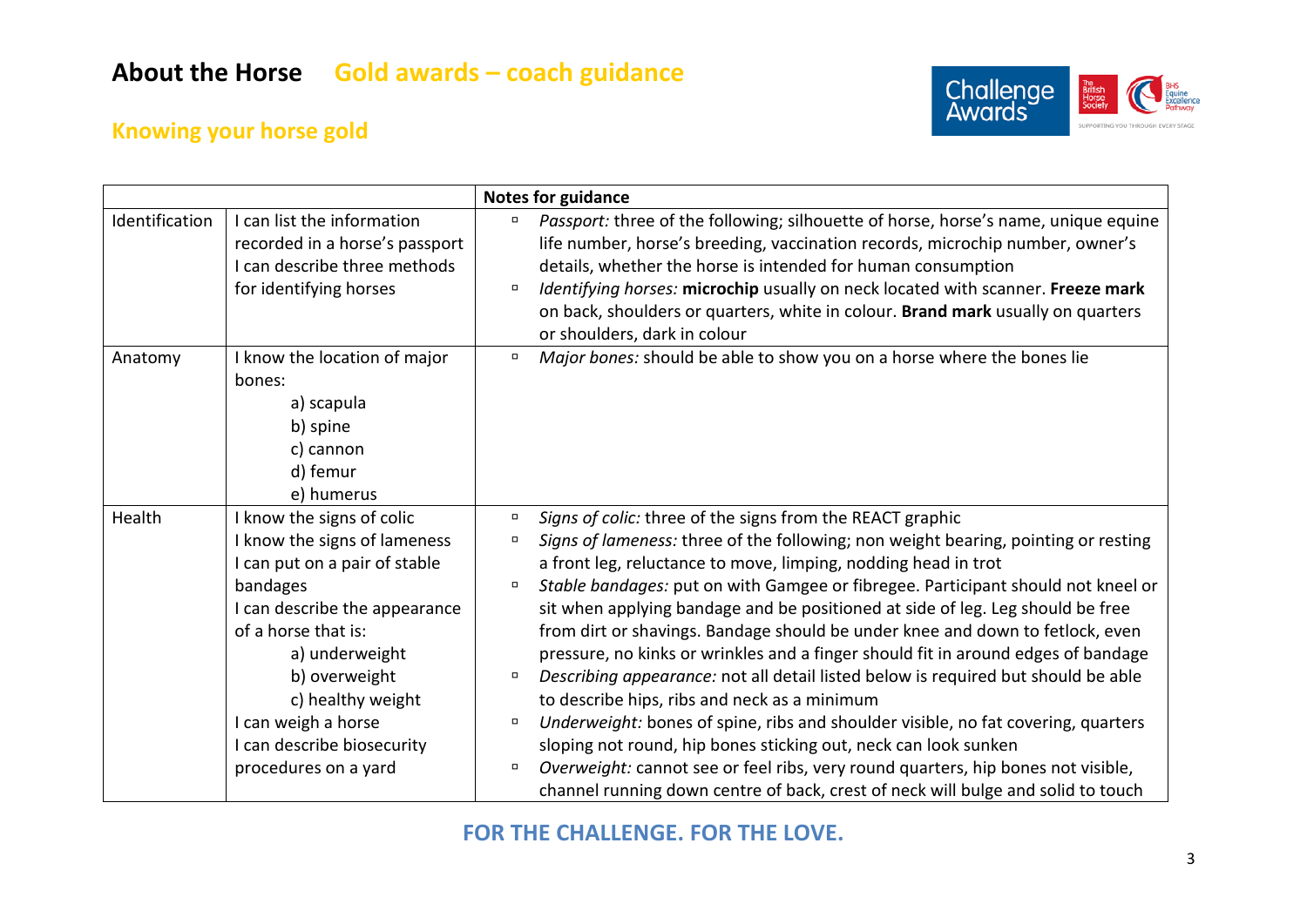# About the Horse Gold awards – coach guidance

## Knowing your horse gold

| | | Notes for guidance |
|---|---|---|
| Identification | I can list the information recorded in a horse's passport<br>I can describe three methods for identifying horses | ▫ *Passport:* three of the following; silhouette of horse, horse's name, unique equine life number, horse's breeding, vaccination records, microchip number, owner's details, whether the horse is intended for human consumption<br>▫ *Identifying horses:* **microchip** usually on neck located with scanner. **Freeze mark** on back, shoulders or quarters, white in colour. **Brand mark** usually on quarters or shoulders, dark in colour |
| Anatomy | I know the location of major bones:<br>a) scapula<br>b) spine<br>c) cannon<br>d) femur<br>e) humerus | ▫ *Major bones:* should be able to show you on a horse where the bones lie |
| Health | I know the signs of colic<br>I know the signs of lameness<br>I can put on a pair of stable bandages<br>I can describe the appearance of a horse that is:<br>a) underweight<br>b) overweight<br>c) healthy weight<br>I can weigh a horse<br>I can describe biosecurity procedures on a yard | ▫ *Signs of colic:* three of the signs from the REACT graphic<br>▫ *Signs of lameness:* three of the following; non weight bearing, pointing or resting a front leg, reluctance to move, limping, nodding head in trot<br>▫ *Stable bandages:* put on with Gamgee or fibregee. Participant should not kneel or sit when applying bandage and be positioned at side of leg. Leg should be free from dirt or shavings. Bandage should be under knee and down to fetlock, even pressure, no kinks or wrinkles and a finger should fit in around edges of bandage<br>▫ *Describing appearance:* not all detail listed below is required but should be able to describe hips, ribs and neck as a minimum<br>▫ *Underweight:* bones of spine, ribs and shoulder visible, no fat covering, quarters sloping not round, hip bones sticking out, neck can look sunken<br>▫ *Overweight:* cannot see or feel ribs, very round quarters, hip bones not visible, channel running down centre of back, crest of neck will bulge and solid to touch |

FOR THE CHALLENGE. FOR THE LOVE.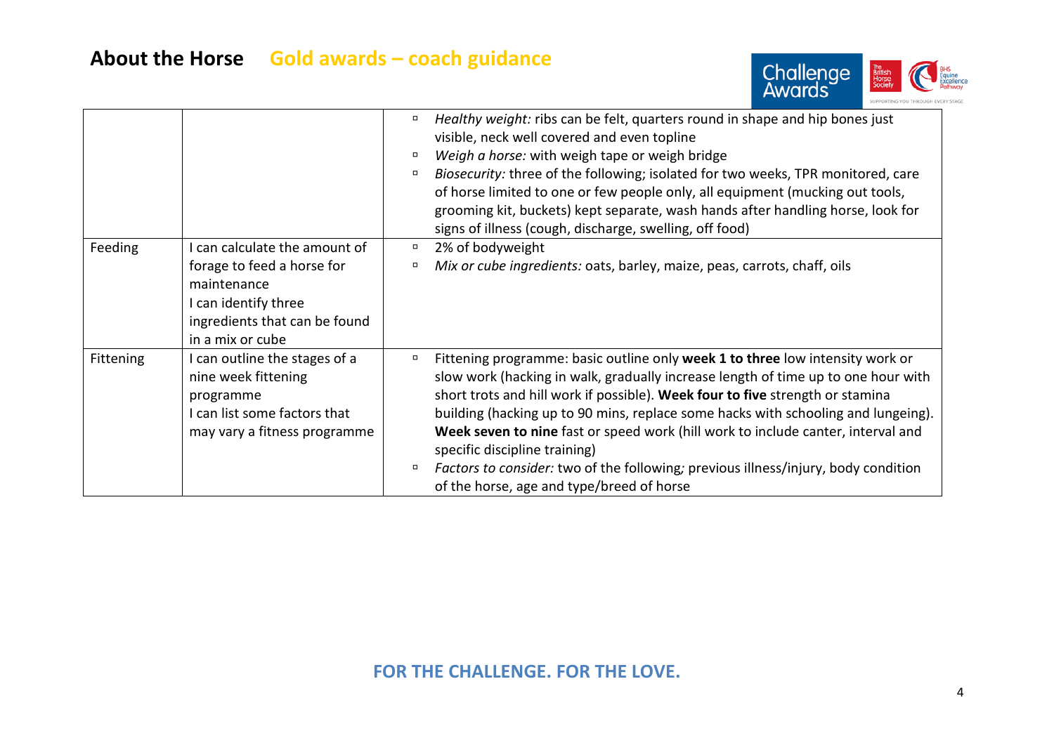# About the Horse Gold awards – coach guidance

| | | |
|---|---|---|
| | | ▫ *Healthy weight:* ribs can be felt, quarters round in shape and hip bones just visible, neck well covered and even topline<br>▫ *Weigh a horse:* with weigh tape or weigh bridge<br>▫ *Biosecurity:* three of the following; isolated for two weeks, TPR monitored, care of horse limited to one or few people only, all equipment (mucking out tools, grooming kit, buckets) kept separate, wash hands after handling horse, look for signs of illness (cough, discharge, swelling, off food) |
| Feeding | I can calculate the amount of forage to feed a horse for maintenance<br>I can identify three ingredients that can be found in a mix or cube | ▫ 2% of bodyweight<br>▫ *Mix or cube ingredients:* oats, barley, maize, peas, carrots, chaff, oils |
| Fittening | I can outline the stages of a nine week fittening programme<br>I can list some factors that may vary a fitness programme | ▫ Fittening programme: basic outline only **week 1 to three** low intensity work or slow work (hacking in walk, gradually increase length of time up to one hour with short trots and hill work if possible). **Week four to five** strength or stamina building (hacking up to 90 mins, replace some hacks with schooling and lungeing). **Week seven to nine** fast or speed work (hill work to include canter, interval and specific discipline training)<br>▫ *Factors to consider:* two of the following*;* previous illness/injury, body condition of the horse, age and type/breed of horse |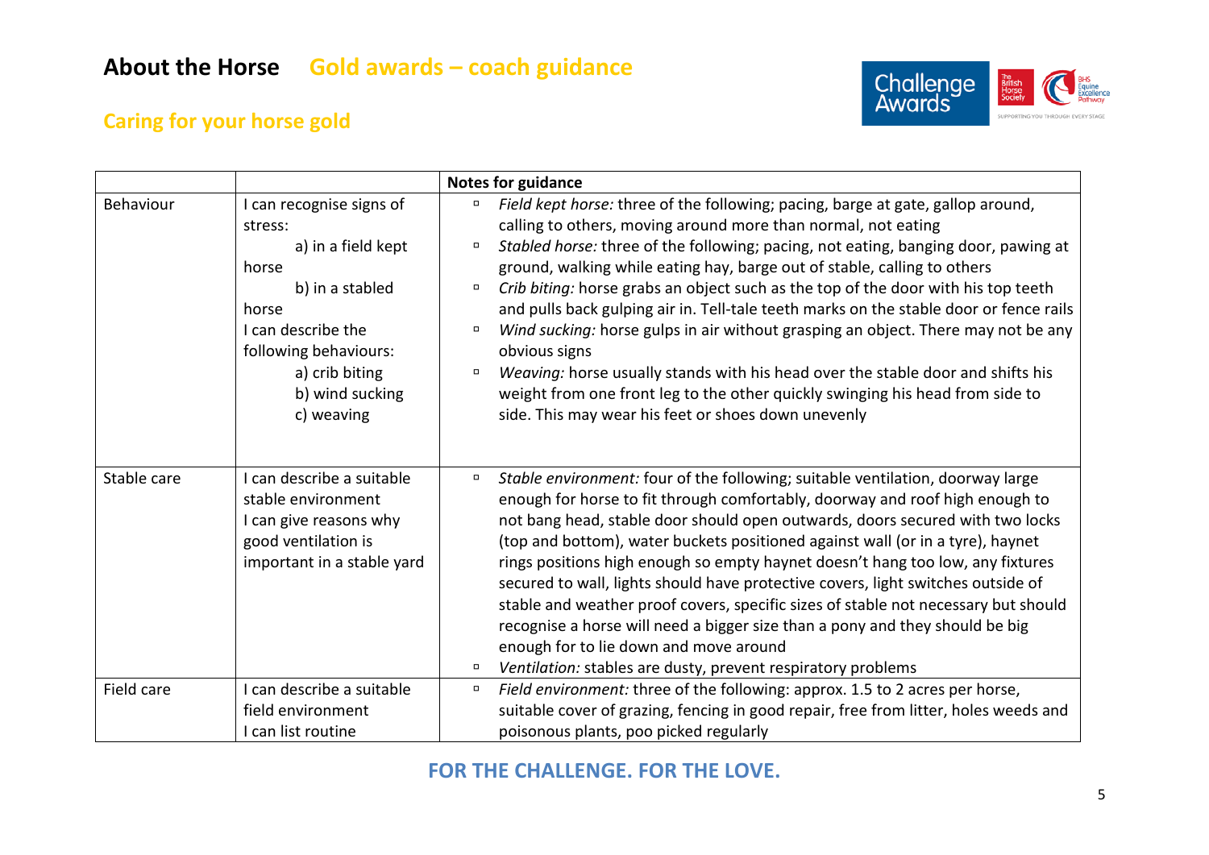# About the Horse Gold awards – coach guidance

## Caring for your horse gold

| | | Notes for guidance |
|---|---|---|
| Behaviour | I can recognise signs of stress:<br>a) in a field kept horse<br>b) in a stabled horse<br>I can describe the following behaviours:<br>a) crib biting<br>b) wind sucking<br>c) weaving | ▫ *Field kept horse:* three of the following; pacing, barge at gate, gallop around, calling to others, moving around more than normal, not eating<br>▫ *Stabled horse:* three of the following; pacing, not eating, banging door, pawing at ground, walking while eating hay, barge out of stable, calling to others<br>▫ *Crib biting:* horse grabs an object such as the top of the door with his top teeth and pulls back gulping air in. Tell-tale teeth marks on the stable door or fence rails<br>▫ *Wind sucking:* horse gulps in air without grasping an object. There may not be any obvious signs<br>▫ *Weaving:* horse usually stands with his head over the stable door and shifts his weight from one front leg to the other quickly swinging his head from side to side. This may wear his feet or shoes down unevenly |
| Stable care | I can describe a suitable stable environment<br>I can give reasons why good ventilation is important in a stable yard | ▫ *Stable environment:* four of the following; suitable ventilation, doorway large enough for horse to fit through comfortably, doorway and roof high enough to not bang head, stable door should open outwards, doors secured with two locks (top and bottom), water buckets positioned against wall (or in a tyre), haynet rings positions high enough so empty haynet doesn't hang too low, any fixtures secured to wall, lights should have protective covers, light switches outside of stable and weather proof covers, specific sizes of stable not necessary but should recognise a horse will need a bigger size than a pony and they should be big enough for to lie down and move around<br>▫ *Ventilation:* stables are dusty, prevent respiratory problems |
| Field care | I can describe a suitable field environment<br>I can list routine | ▫ *Field environment:* three of the following: approx. 1.5 to 2 acres per horse, suitable cover of grazing, fencing in good repair, free from litter, holes weeds and poisonous plants, poo picked regularly |

**FOR THE CHALLENGE. FOR THE LOVE.**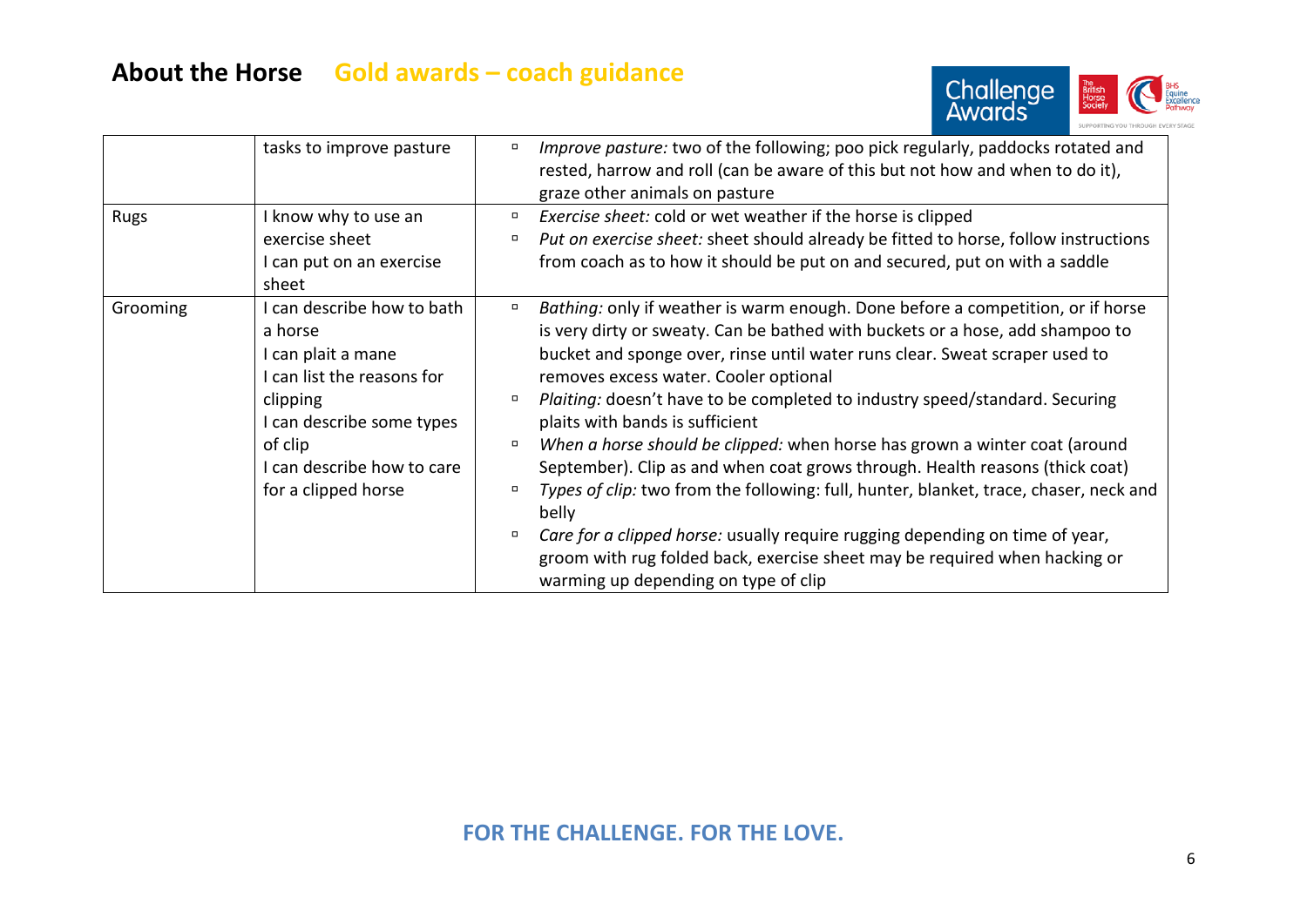## About the Horse — Gold awards – coach guidance

| | | |
|---|---|---|
| | tasks to improve pasture | ▫ *Improve pasture:* two of the following; poo pick regularly, paddocks rotated and rested, harrow and roll (can be aware of this but not how and when to do it), graze other animals on pasture |
| Rugs | I know why to use an exercise sheet<br>I can put on an exercise sheet | ▫ *Exercise sheet:* cold or wet weather if the horse is clipped<br>▫ *Put on exercise sheet:* sheet should already be fitted to horse, follow instructions from coach as to how it should be put on and secured, put on with a saddle |
| Grooming | I can describe how to bath a horse<br>I can plait a mane<br>I can list the reasons for clipping<br>I can describe some types of clip<br>I can describe how to care for a clipped horse | ▫ *Bathing:* only if weather is warm enough. Done before a competition, or if horse is very dirty or sweaty. Can be bathed with buckets or a hose, add shampoo to bucket and sponge over, rinse until water runs clear. Sweat scraper used to removes excess water. Cooler optional<br>▫ *Plaiting:* doesn't have to be completed to industry speed/standard. Securing plaits with bands is sufficient<br>▫ *When a horse should be clipped:* when horse has grown a winter coat (around September). Clip as and when coat grows through. Health reasons (thick coat)<br>▫ *Types of clip:* two from the following: full, hunter, blanket, trace, chaser, neck and belly<br>▫ *Care for a clipped horse:* usually require rugging depending on time of year, groom with rug folded back, exercise sheet may be required when hacking or warming up depending on type of clip |

**FOR THE CHALLENGE. FOR THE LOVE.**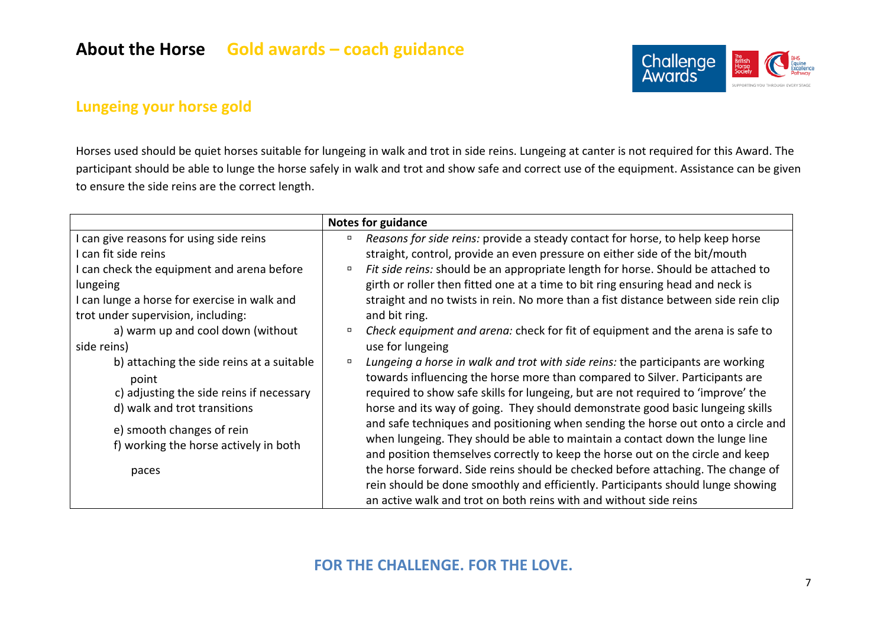# About the Horse Gold awards – coach guidance

## Lungeing your horse gold

Horses used should be quiet horses suitable for lungeing in walk and trot in side reins. Lungeing at canter is not required for this Award. The participant should be able to lunge the horse safely in walk and trot and show safe and correct use of the equipment. Assistance can be given to ensure the side reins are the correct length.

| | Notes for guidance |
|---|---|
| I can give reasons for using side reins<br>I can fit side reins<br>I can check the equipment and arena before lungeing<br>I can lunge a horse for exercise in walk and trot under supervision, including:<br>a) warm up and cool down (without side reins)<br>b) attaching the side reins at a suitable point<br>c) adjusting the side reins if necessary<br>d) walk and trot transitions<br>e) smooth changes of rein<br>f) working the horse actively in both paces | - *Reasons for side reins:* provide a steady contact for horse, to help keep horse straight, control, provide an even pressure on either side of the bit/mouth<br>- *Fit side reins:* should be an appropriate length for horse. Should be attached to girth or roller then fitted one at a time to bit ring ensuring head and neck is straight and no twists in rein. No more than a fist distance between side rein clip and bit ring.<br>- *Check equipment and arena:* check for fit of equipment and the arena is safe to use for lungeing<br>- *Lungeing a horse in walk and trot with side reins:* the participants are working towards influencing the horse more than compared to Silver. Participants are required to show safe skills for lungeing, but are not required to 'improve' the horse and its way of going. They should demonstrate good basic lungeing skills and safe techniques and positioning when sending the horse out onto a circle and when lungeing. They should be able to maintain a contact down the lunge line and position themselves correctly to keep the horse out on the circle and keep the horse forward. Side reins should be checked before attaching. The change of rein should be done smoothly and efficiently. Participants should lunge showing an active walk and trot on both reins with and without side reins |

**FOR THE CHALLENGE. FOR THE LOVE.**